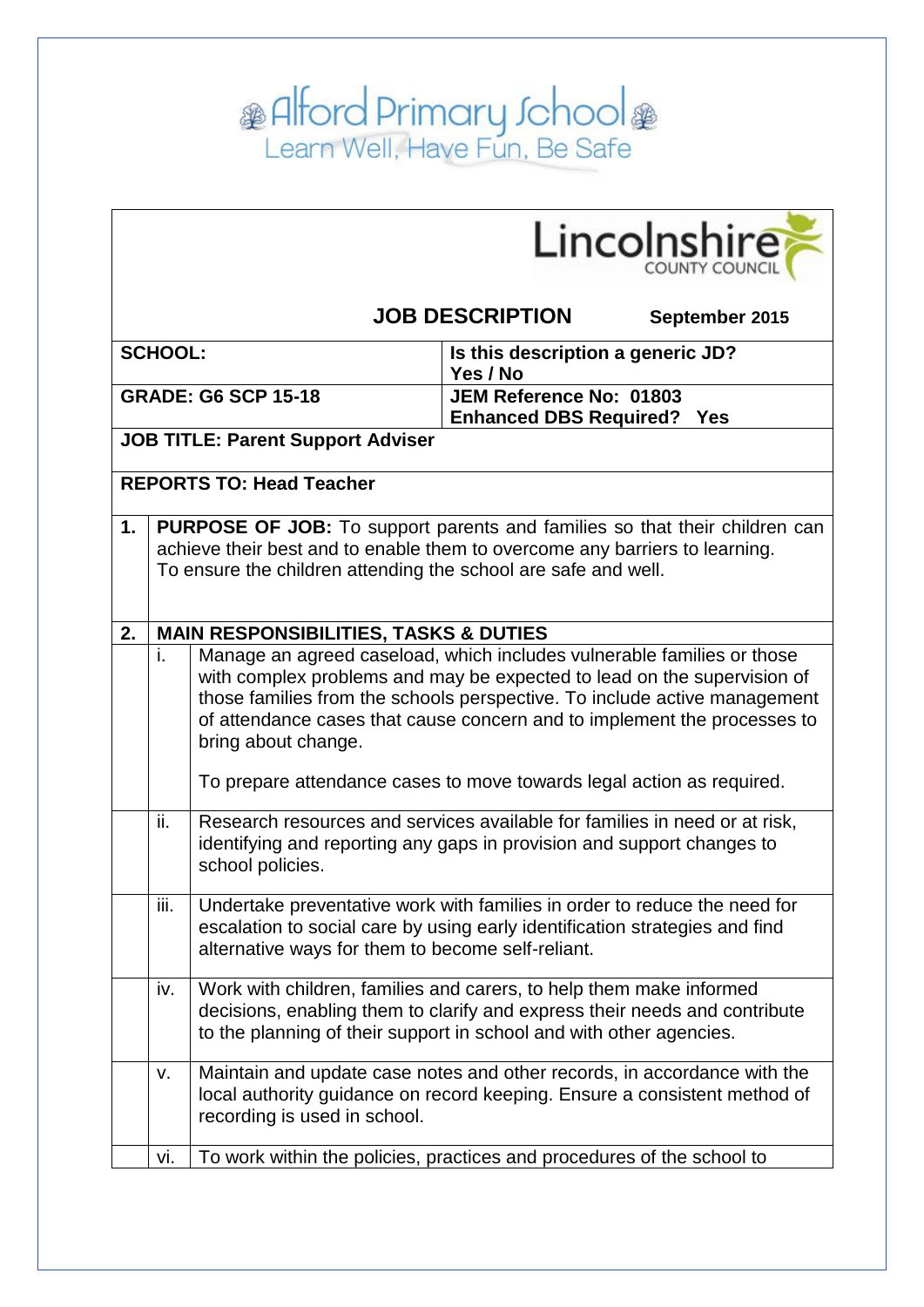# Alford Primary School

Learn Well, Have Fun, Be Safe

Lincolnshire COUNTY COUNCIL

## JOB DESCRIPTION

September 2015

| | |
|---|---|
| **SCHOOL:** | **Is this description a generic JD? Yes / No** |
| **GRADE: G6 SCP 15-18** | **JEM Reference No: 01803**<br>**Enhanced DBS Required? Yes** |

**JOB TITLE: Parent Support Adviser**

**REPORTS TO: Head Teacher**

**1. PURPOSE OF JOB:** To support parents and families so that their children can achieve their best and to enable them to overcome any barriers to learning. To ensure the children attending the school are safe and well.

**2. MAIN RESPONSIBILITIES, TASKS & DUTIES**

| | |
|---|---|
| i. | Manage an agreed caseload, which includes vulnerable families or those with complex problems and may be expected to lead on the supervision of those families from the schools perspective. To include active management of attendance cases that cause concern and to implement the processes to bring about change.<br><br>To prepare attendance cases to move towards legal action as required. |
| ii. | Research resources and services available for families in need or at risk, identifying and reporting any gaps in provision and support changes to school policies. |
| iii. | Undertake preventative work with families in order to reduce the need for escalation to social care by using early identification strategies and find alternative ways for them to become self-reliant. |
| iv. | Work with children, families and carers, to help them make informed decisions, enabling them to clarify and express their needs and contribute to the planning of their support in school and with other agencies. |
| v. | Maintain and update case notes and other records, in accordance with the local authority guidance on record keeping. Ensure a consistent method of recording is used in school. |
| vi. | To work within the policies, practices and procedures of the school to |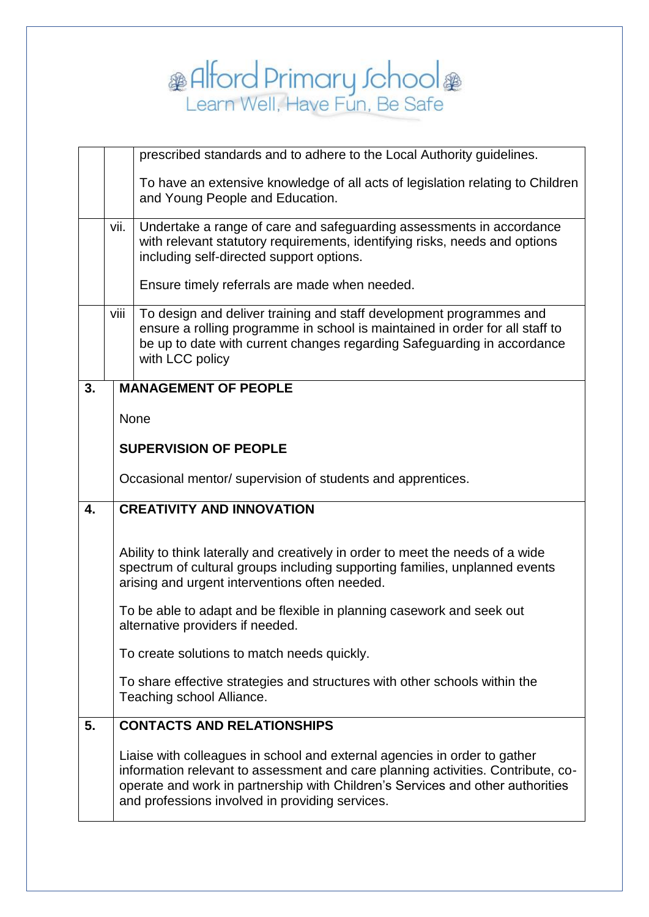| | | |
|---|---|---|
| | | prescribed standards and to adhere to the Local Authority guidelines.<br><br>To have an extensive knowledge of all acts of legislation relating to Children and Young People and Education. |
| | vii. | Undertake a range of care and safeguarding assessments in accordance with relevant statutory requirements, identifying risks, needs and options including self-directed support options.<br><br>Ensure timely referrals are made when needed. |
| | viii | To design and deliver training and staff development programmes and ensure a rolling programme in school is maintained in order for all staff to be up to date with current changes regarding Safeguarding in accordance with LCC policy |
| **3.** | **MANAGEMENT OF PEOPLE**<br><br>None<br><br>**SUPERVISION OF PEOPLE**<br><br>Occasional mentor/ supervision of students and apprentices. | |
| **4.** | **CREATIVITY AND INNOVATION**<br><br>Ability to think laterally and creatively in order to meet the needs of a wide spectrum of cultural groups including supporting families, unplanned events arising and urgent interventions often needed.<br><br>To be able to adapt and be flexible in planning casework and seek out alternative providers if needed.<br><br>To create solutions to match needs quickly.<br><br>To share effective strategies and structures with other schools within the Teaching school Alliance. | |
| **5.** | **CONTACTS AND RELATIONSHIPS**<br><br>Liaise with colleagues in school and external agencies in order to gather information relevant to assessment and care planning activities. Contribute, co-operate and work in partnership with Children's Services and other authorities and professions involved in providing services. | |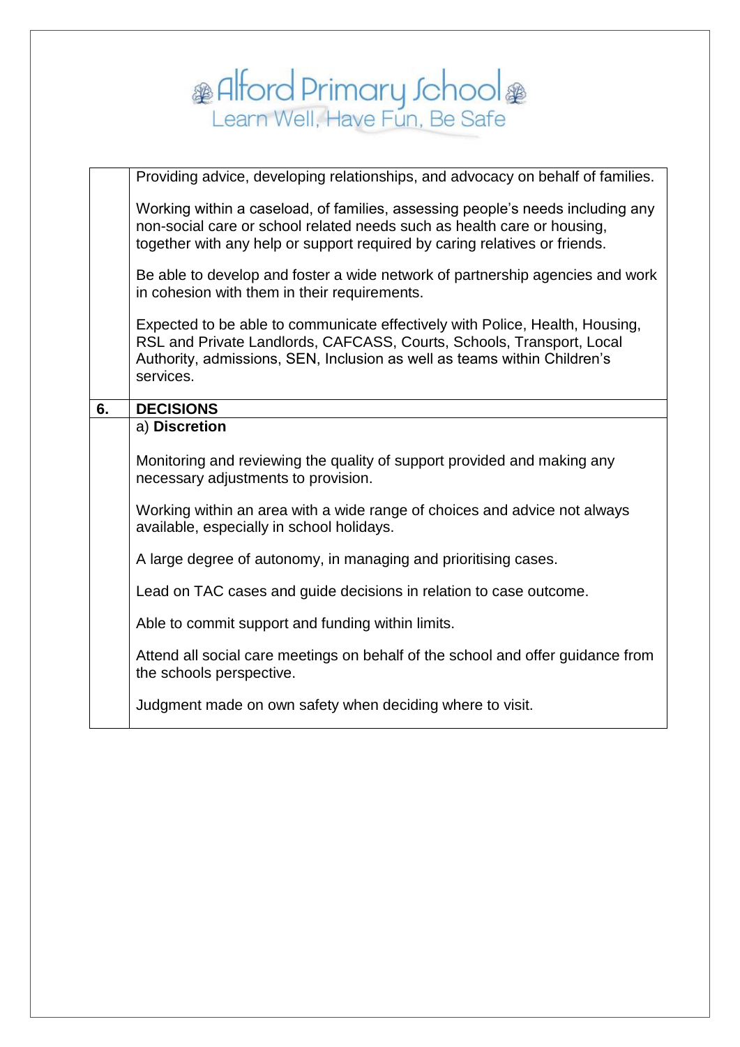# Alford Primary School

Learn Well, Have Fun, Be Safe

| | |
|---|---|
| | Providing advice, developing relationships, and advocacy on behalf of families.<br><br>Working within a caseload, of families, assessing people's needs including any non-social care or school related needs such as health care or housing, together with any help or support required by caring relatives or friends.<br><br>Be able to develop and foster a wide network of partnership agencies and work in cohesion with them in their requirements.<br><br>Expected to be able to communicate effectively with Police, Health, Housing, RSL and Private Landlords, CAFCASS, Courts, Schools, Transport, Local Authority, admissions, SEN, Inclusion as well as teams within Children's services. |
| **6.** | **DECISIONS** |
| | a) **Discretion**<br><br>Monitoring and reviewing the quality of support provided and making any necessary adjustments to provision.<br><br>Working within an area with a wide range of choices and advice not always available, especially in school holidays.<br><br>A large degree of autonomy, in managing and prioritising cases.<br><br>Lead on TAC cases and guide decisions in relation to case outcome.<br><br>Able to commit support and funding within limits.<br><br>Attend all social care meetings on behalf of the school and offer guidance from the schools perspective.<br><br>Judgment made on own safety when deciding where to visit. |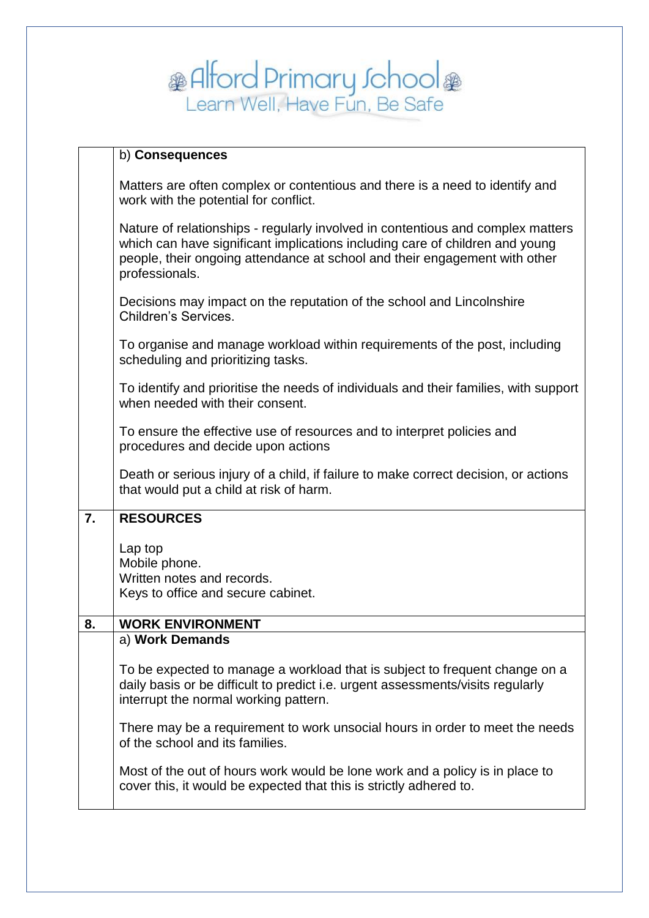| | |
|---|---|
| | b) **Consequences**<br><br>Matters are often complex or contentious and there is a need to identify and work with the potential for conflict.<br><br>Nature of relationships - regularly involved in contentious and complex matters which can have significant implications including care of children and young people, their ongoing attendance at school and their engagement with other professionals.<br><br>Decisions may impact on the reputation of the school and Lincolnshire Children's Services.<br><br>To organise and manage workload within requirements of the post, including scheduling and prioritizing tasks.<br><br>To identify and prioritise the needs of individuals and their families, with support when needed with their consent.<br><br>To ensure the effective use of resources and to interpret policies and procedures and decide upon actions<br><br>Death or serious injury of a child, if failure to make correct decision, or actions that would put a child at risk of harm. |
| **7.** | **RESOURCES**<br><br>Lap top<br>Mobile phone.<br>Written notes and records.<br>Keys to office and secure cabinet. |
| **8.** | **WORK ENVIRONMENT** |
| | a) **Work Demands**<br><br>To be expected to manage a workload that is subject to frequent change on a daily basis or be difficult to predict i.e. urgent assessments/visits regularly interrupt the normal working pattern.<br><br>There may be a requirement to work unsocial hours in order to meet the needs of the school and its families.<br><br>Most of the out of hours work would be lone work and a policy is in place to cover this, it would be expected that this is strictly adhered to. |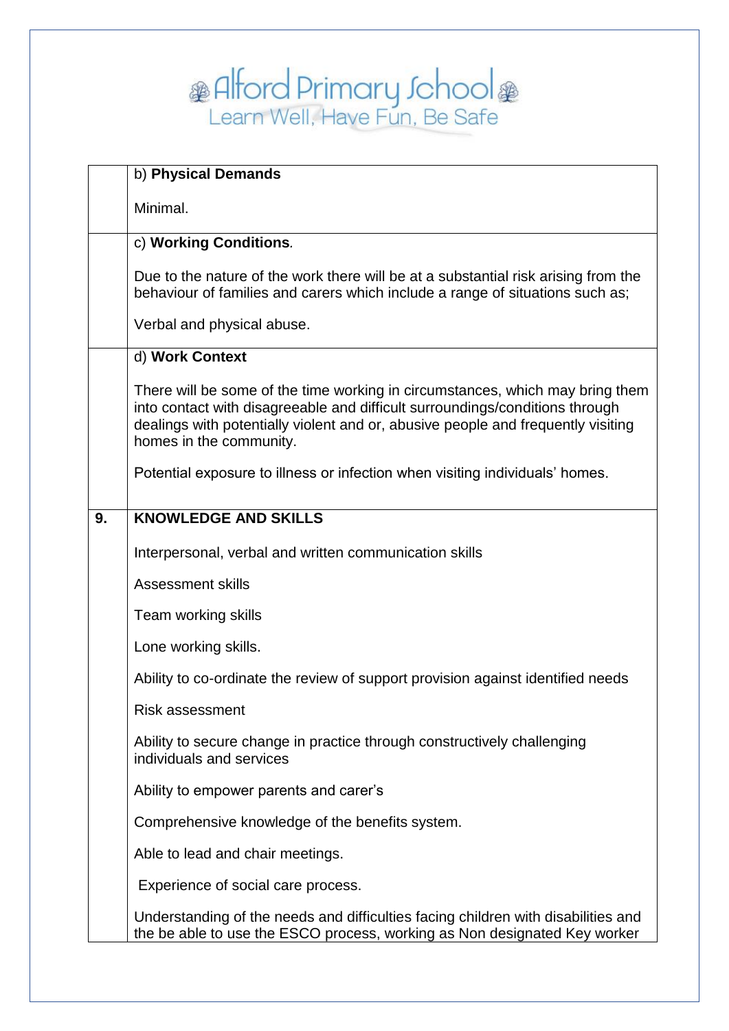| | |
|---|---|
| | b) **Physical Demands**<br><br>Minimal. |
| | c) **Working Conditions**.<br><br>Due to the nature of the work there will be at a substantial risk arising from the behaviour of families and carers which include a range of situations such as;<br><br>Verbal and physical abuse. |
| | d) **Work Context**<br><br>There will be some of the time working in circumstances, which may bring them into contact with disagreeable and difficult surroundings/conditions through dealings with potentially violent and or, abusive people and frequently visiting homes in the community.<br><br>Potential exposure to illness or infection when visiting individuals' homes. |
| **9.** | **KNOWLEDGE AND SKILLS**<br><br>Interpersonal, verbal and written communication skills<br><br>Assessment skills<br><br>Team working skills<br><br>Lone working skills.<br><br>Ability to co-ordinate the review of support provision against identified needs<br><br>Risk assessment<br><br>Ability to secure change in practice through constructively challenging individuals and services<br><br>Ability to empower parents and carer's<br><br>Comprehensive knowledge of the benefits system.<br><br>Able to lead and chair meetings.<br><br>Experience of social care process.<br><br>Understanding of the needs and difficulties facing children with disabilities and the be able to use the ESCO process, working as Non designated Key worker |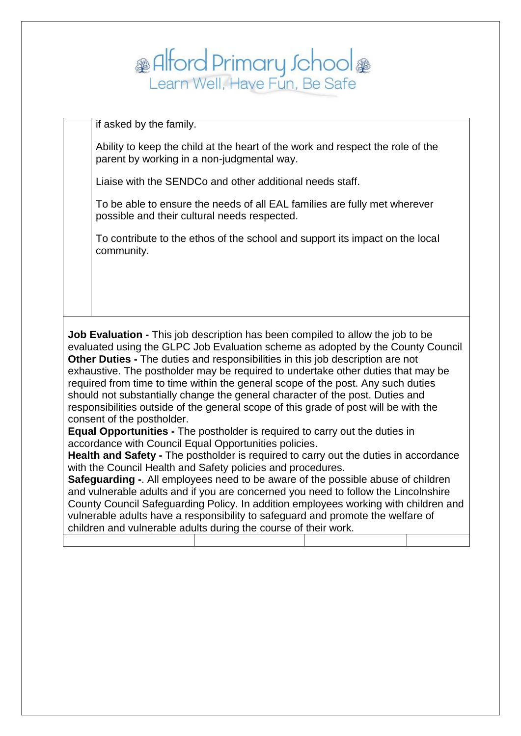if asked by the family.

Ability to keep the child at the heart of the work and respect the role of the parent by working in a non-judgmental way.

Liaise with the SENDCo and other additional needs staff.

To be able to ensure the needs of all EAL families are fully met wherever possible and their cultural needs respected.

To contribute to the ethos of the school and support its impact on the local community.

**Job Evaluation -** This job description has been compiled to allow the job to be evaluated using the GLPC Job Evaluation scheme as adopted by the County Council

**Other Duties -** The duties and responsibilities in this job description are not exhaustive. The postholder may be required to undertake other duties that may be required from time to time within the general scope of the post. Any such duties should not substantially change the general character of the post. Duties and responsibilities outside of the general scope of this grade of post will be with the consent of the postholder.

**Equal Opportunities -** The postholder is required to carry out the duties in accordance with Council Equal Opportunities policies.

**Health and Safety -** The postholder is required to carry out the duties in accordance with the Council Health and Safety policies and procedures.

**Safeguarding -**. All employees need to be aware of the possible abuse of children and vulnerable adults and if you are concerned you need to follow the Lincolnshire County Council Safeguarding Policy. In addition employees working with children and vulnerable adults have a responsibility to safeguard and promote the welfare of children and vulnerable adults during the course of their work.